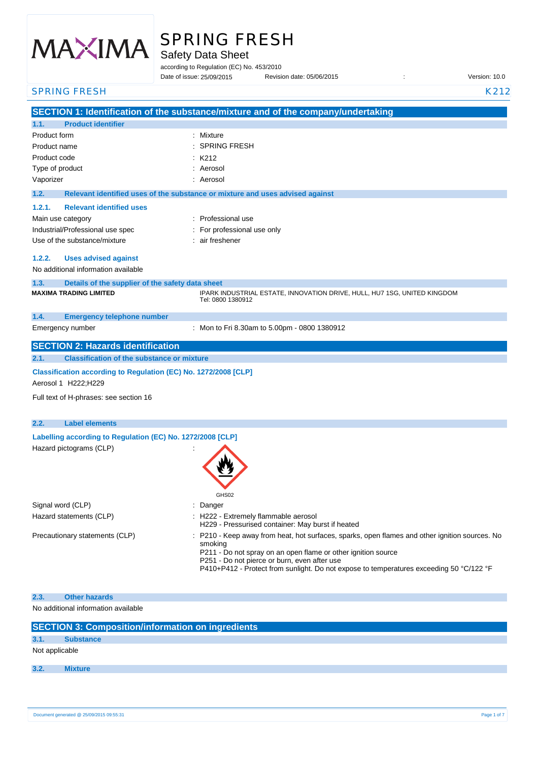# SPRING FRESH

## Safety Data Sheet

according to Regulation (EC) No. 453/2010

Date of issue: 25/09/2015 Revision date: 05/06/2015 : Version: 10.0

SPRING FRESH K212

## SECTION 1: Identification of the substance/mixture and of the company/undertaking

### 1.1. Product identifier

| | |
|---|---|
| Product form | : Mixture |
| Product name | : SPRING FRESH |
| Product code | : K212 |
| Type of product | : Aerosol |
| Vaporizer | : Aerosol |

### 1.2. Relevant identified uses of the substance or mixture and uses advised against

#### 1.2.1. Relevant identified uses

| | |
|---|---|
| Main use category | : Professional use |
| Industrial/Professional use spec | : For professional use only |
| Use of the substance/mixture | : air freshener |

#### 1.2.2. Uses advised against

No additional information available

### 1.3. Details of the supplier of the safety data sheet

**MAXIMA TRADING LIMITED**
IPARK INDUSTRIAL ESTATE, INNOVATION DRIVE, HULL, HU7 1SG, UNITED KINGDOM
Tel: 0800 1380912

### 1.4. Emergency telephone number

Emergency number : Mon to Fri 8.30am to 5.00pm - 0800 1380912

## SECTION 2: Hazards identification

### 2.1. Classification of the substance or mixture

**Classification according to Regulation (EC) No. 1272/2008 [CLP]**

Aerosol 1 H222;H229

Full text of H-phrases: see section 16

### 2.2. Label elements

**Labelling according to Regulation (EC) No. 1272/2008 [CLP]**

Hazard pictograms (CLP) :

GHS02

Signal word (CLP) : Danger

Hazard statements (CLP) :
- H222 - Extremely flammable aerosol
- H229 - Pressurised container: May burst if heated

Precautionary statements (CLP) :
- P210 - Keep away from heat, hot surfaces, sparks, open flames and other ignition sources. No smoking
- P211 - Do not spray on an open flame or other ignition source
- P251 - Do not pierce or burn, even after use
- P410+P412 - Protect from sunlight. Do not expose to temperatures exceeding 50 °C/122 °F

### 2.3. Other hazards

No additional information available

## SECTION 3: Composition/information on ingredients

### 3.1. Substance

Not applicable

### 3.2. Mixture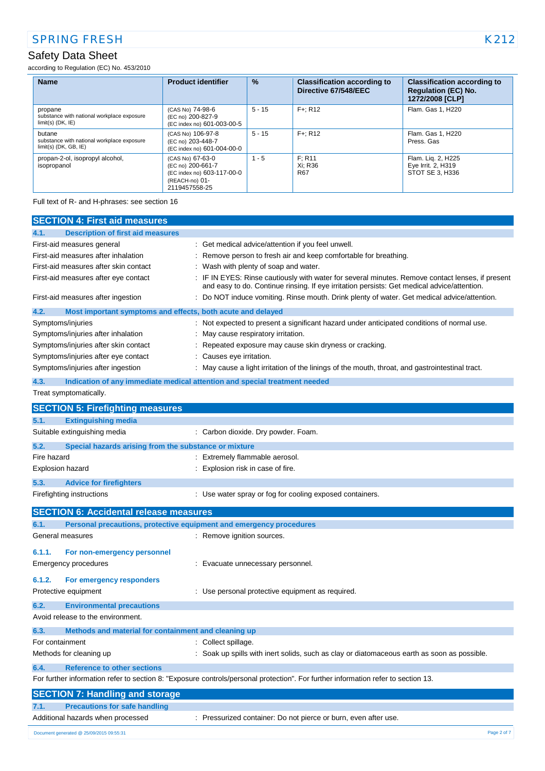| Name | Product identifier | % | Classification according to Directive 67/548/EEC | Classification according to Regulation (EC) No. 1272/2008 [CLP] |
|---|---|---|---|---|
| propane<br>substance with national workplace exposure limit(s) (DK, IE) | (CAS No) 74-98-6<br>(EC no) 200-827-9<br>(EC index no) 601-003-00-5 | 5 - 15 | F+; R12 | Flam. Gas 1, H220 |
| butane<br>substance with national workplace exposure limit(s) (DK, GB, IE) | (CAS No) 106-97-8<br>(EC no) 203-448-7<br>(EC index no) 601-004-00-0 | 5 - 15 | F+; R12 | Flam. Gas 1, H220<br>Press. Gas |
| propan-2-ol, isopropyl alcohol, isopropanol | (CAS No) 67-63-0<br>(EC no) 200-661-7<br>(EC index no) 603-117-00-0<br>(REACH-no) 01-2119457558-25 | 1 - 5 | F; R11<br>Xi; R36<br>R67 | Flam. Liq. 2, H225<br>Eye Irrit. 2, H319<br>STOT SE 3, H336 |

Full text of R- and H-phrases: see section 16

## SECTION 4: First aid measures

### 4.1. Description of first aid measures

| | |
|---|---|
| First-aid measures general | : Get medical advice/attention if you feel unwell. |
| First-aid measures after inhalation | : Remove person to fresh air and keep comfortable for breathing. |
| First-aid measures after skin contact | : Wash with plenty of soap and water. |
| First-aid measures after eye contact | : IF IN EYES: Rinse cautiously with water for several minutes. Remove contact lenses, if present and easy to do. Continue rinsing. If eye irritation persists: Get medical advice/attention. |
| First-aid measures after ingestion | : Do NOT induce vomiting. Rinse mouth. Drink plenty of water. Get medical advice/attention. |

### 4.2. Most important symptoms and effects, both acute and delayed

| | |
|---|---|
| Symptoms/injuries | : Not expected to present a significant hazard under anticipated conditions of normal use. |
| Symptoms/injuries after inhalation | : May cause respiratory irritation. |
| Symptoms/injuries after skin contact | : Repeated exposure may cause skin dryness or cracking. |
| Symptoms/injuries after eye contact | : Causes eye irritation. |
| Symptoms/injuries after ingestion | : May cause a light irritation of the linings of the mouth, throat, and gastrointestinal tract. |

### 4.3. Indication of any immediate medical attention and special treatment needed

Treat symptomatically.

## SECTION 5: Firefighting measures

### 5.1. Extinguishing media

| | |
|---|---|
| Suitable extinguishing media | : Carbon dioxide. Dry powder. Foam. |

### 5.2. Special hazards arising from the substance or mixture

| | |
|---|---|
| Fire hazard | : Extremely flammable aerosol. |
| Explosion hazard | : Explosion risk in case of fire. |

### 5.3. Advice for firefighters

| | |
|---|---|
| Firefighting instructions | : Use water spray or fog for cooling exposed containers. |

## SECTION 6: Accidental release measures

### 6.1. Personal precautions, protective equipment and emergency procedures

| | |
|---|---|
| General measures | : Remove ignition sources. |

#### 6.1.1. For non-emergency personnel

| | |
|---|---|
| Emergency procedures | : Evacuate unnecessary personnel. |

#### 6.1.2. For emergency responders

| | |
|---|---|
| Protective equipment | : Use personal protective equipment as required. |

### 6.2. Environmental precautions

Avoid release to the environment.

### 6.3. Methods and material for containment and cleaning up

| | |
|---|---|
| For containment | : Collect spillage. |
| Methods for cleaning up | : Soak up spills with inert solids, such as clay or diatomaceous earth as soon as possible. |

### 6.4. Reference to other sections

For further information refer to section 8: "Exposure controls/personal protection". For further information refer to section 13.

## SECTION 7: Handling and storage

### 7.1. Precautions for safe handling

| | |
|---|---|
| Additional hazards when processed | : Pressurized container: Do not pierce or burn, even after use. |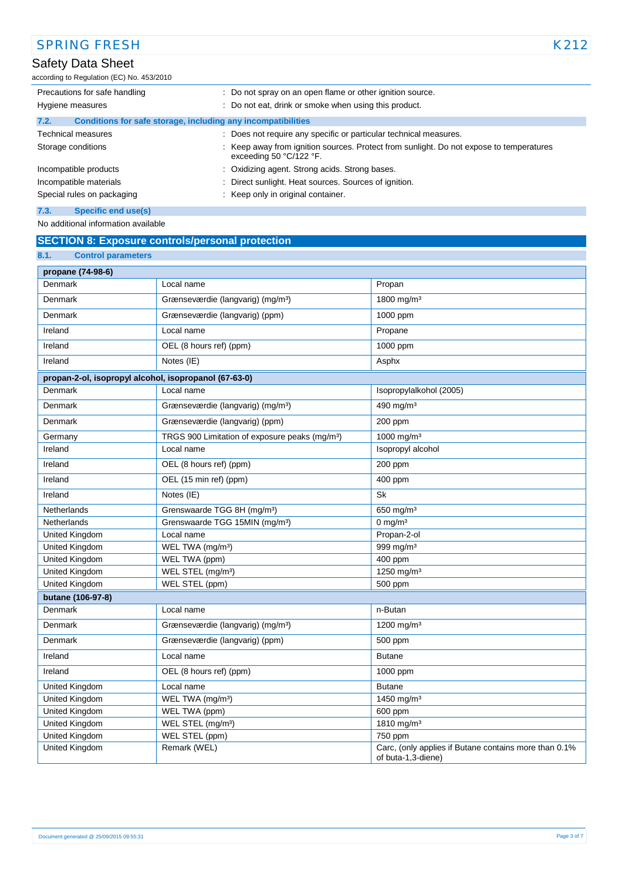| | |
|---|---|
| Precautions for safe handling | : Do not spray on an open flame or other ignition source. |
| Hygiene measures | : Do not eat, drink or smoke when using this product. |

### 7.2. Conditions for safe storage, including any incompatibilities

| | |
|---|---|
| Technical measures | : Does not require any specific or particular technical measures. |
| Storage conditions | : Keep away from ignition sources. Protect from sunlight. Do not expose to temperatures exceeding 50 °C/122 °F. |
| Incompatible products | : Oxidizing agent. Strong acids. Strong bases. |
| Incompatible materials | : Direct sunlight. Heat sources. Sources of ignition. |
| Special rules on packaging | : Keep only in original container. |

### 7.3. Specific end use(s)

No additional information available

## SECTION 8: Exposure controls/personal protection

### 8.1. Control parameters

| **propane (74-98-6)** | | |
|---|---|---|
| Denmark | Local name | Propan |
| Denmark | Grænseværdie (langvarig) (mg/m³) | 1800 mg/m³ |
| Denmark | Grænseværdie (langvarig) (ppm) | 1000 ppm |
| Ireland | Local name | Propane |
| Ireland | OEL (8 hours ref) (ppm) | 1000 ppm |
| Ireland | Notes (IE) | Asphx |
| **propan-2-ol, isopropyl alcohol, isopropanol (67-63-0)** | | |
| Denmark | Local name | Isopropylalkohol (2005) |
| Denmark | Grænseværdie (langvarig) (mg/m³) | 490 mg/m³ |
| Denmark | Grænseværdie (langvarig) (ppm) | 200 ppm |
| Germany | TRGS 900 Limitation of exposure peaks (mg/m³) | 1000 mg/m³ |
| Ireland | Local name | Isopropyl alcohol |
| Ireland | OEL (8 hours ref) (ppm) | 200 ppm |
| Ireland | OEL (15 min ref) (ppm) | 400 ppm |
| Ireland | Notes (IE) | Sk |
| Netherlands | Grenswaarde TGG 8H (mg/m³) | 650 mg/m³ |
| Netherlands | Grenswaarde TGG 15MIN (mg/m³) | 0 mg/m³ |
| United Kingdom | Local name | Propan-2-ol |
| United Kingdom | WEL TWA (mg/m³) | 999 mg/m³ |
| United Kingdom | WEL TWA (ppm) | 400 ppm |
| United Kingdom | WEL STEL (mg/m³) | 1250 mg/m³ |
| United Kingdom | WEL STEL (ppm) | 500 ppm |
| **butane (106-97-8)** | | |
| Denmark | Local name | n-Butan |
| Denmark | Grænseværdie (langvarig) (mg/m³) | 1200 mg/m³ |
| Denmark | Grænseværdie (langvarig) (ppm) | 500 ppm |
| Ireland | Local name | Butane |
| Ireland | OEL (8 hours ref) (ppm) | 1000 ppm |
| United Kingdom | Local name | Butane |
| United Kingdom | WEL TWA (mg/m³) | 1450 mg/m³ |
| United Kingdom | WEL TWA (ppm) | 600 ppm |
| United Kingdom | WEL STEL (mg/m³) | 1810 mg/m³ |
| United Kingdom | WEL STEL (ppm) | 750 ppm |
| United Kingdom | Remark (WEL) | Carc, (only applies if Butane contains more than 0.1% of buta-1,3-diene) |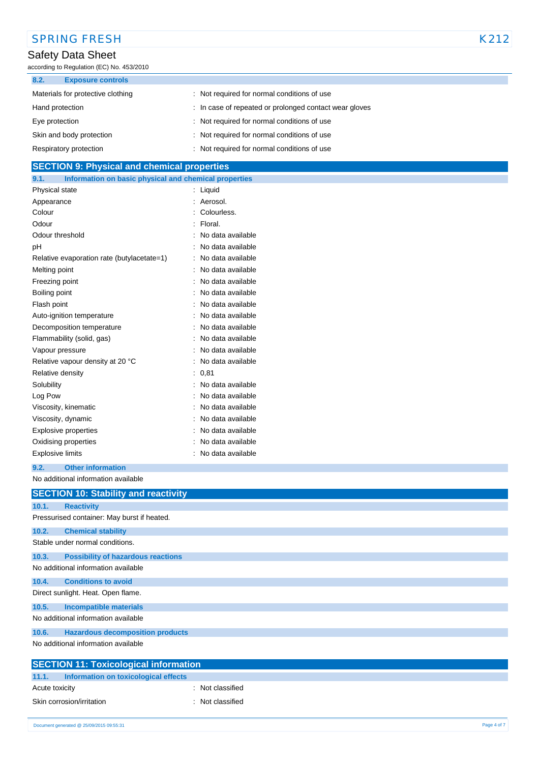### 8.2. Exposure controls

| | |
|---|---|
| Materials for protective clothing | : Not required for normal conditions of use |
| Hand protection | : In case of repeated or prolonged contact wear gloves |
| Eye protection | : Not required for normal conditions of use |
| Skin and body protection | : Not required for normal conditions of use |
| Respiratory protection | : Not required for normal conditions of use |

## SECTION 9: Physical and chemical properties

### 9.1. Information on basic physical and chemical properties

| | |
|---|---|
| Physical state | : Liquid |
| Appearance | : Aerosol. |
| Colour | : Colourless. |
| Odour | : Floral. |
| Odour threshold | : No data available |
| pH | : No data available |
| Relative evaporation rate (butylacetate=1) | : No data available |
| Melting point | : No data available |
| Freezing point | : No data available |
| Boiling point | : No data available |
| Flash point | : No data available |
| Auto-ignition temperature | : No data available |
| Decomposition temperature | : No data available |
| Flammability (solid, gas) | : No data available |
| Vapour pressure | : No data available |
| Relative vapour density at 20 °C | : No data available |
| Relative density | : 0,81 |
| Solubility | : No data available |
| Log Pow | : No data available |
| Viscosity, kinematic | : No data available |
| Viscosity, dynamic | : No data available |
| Explosive properties | : No data available |
| Oxidising properties | : No data available |
| Explosive limits | : No data available |

### 9.2. Other information

No additional information available

## SECTION 10: Stability and reactivity

### 10.1. Reactivity

Pressurised container: May burst if heated.

### 10.2. Chemical stability

Stable under normal conditions.

### 10.3. Possibility of hazardous reactions

No additional information available

### 10.4. Conditions to avoid

Direct sunlight. Heat. Open flame.

### 10.5. Incompatible materials

No additional information available

### 10.6. Hazardous decomposition products

No additional information available

## SECTION 11: Toxicological information

### 11.1. Information on toxicological effects

| | |
|---|---|
| Acute toxicity | : Not classified |
| Skin corrosion/irritation | : Not classified |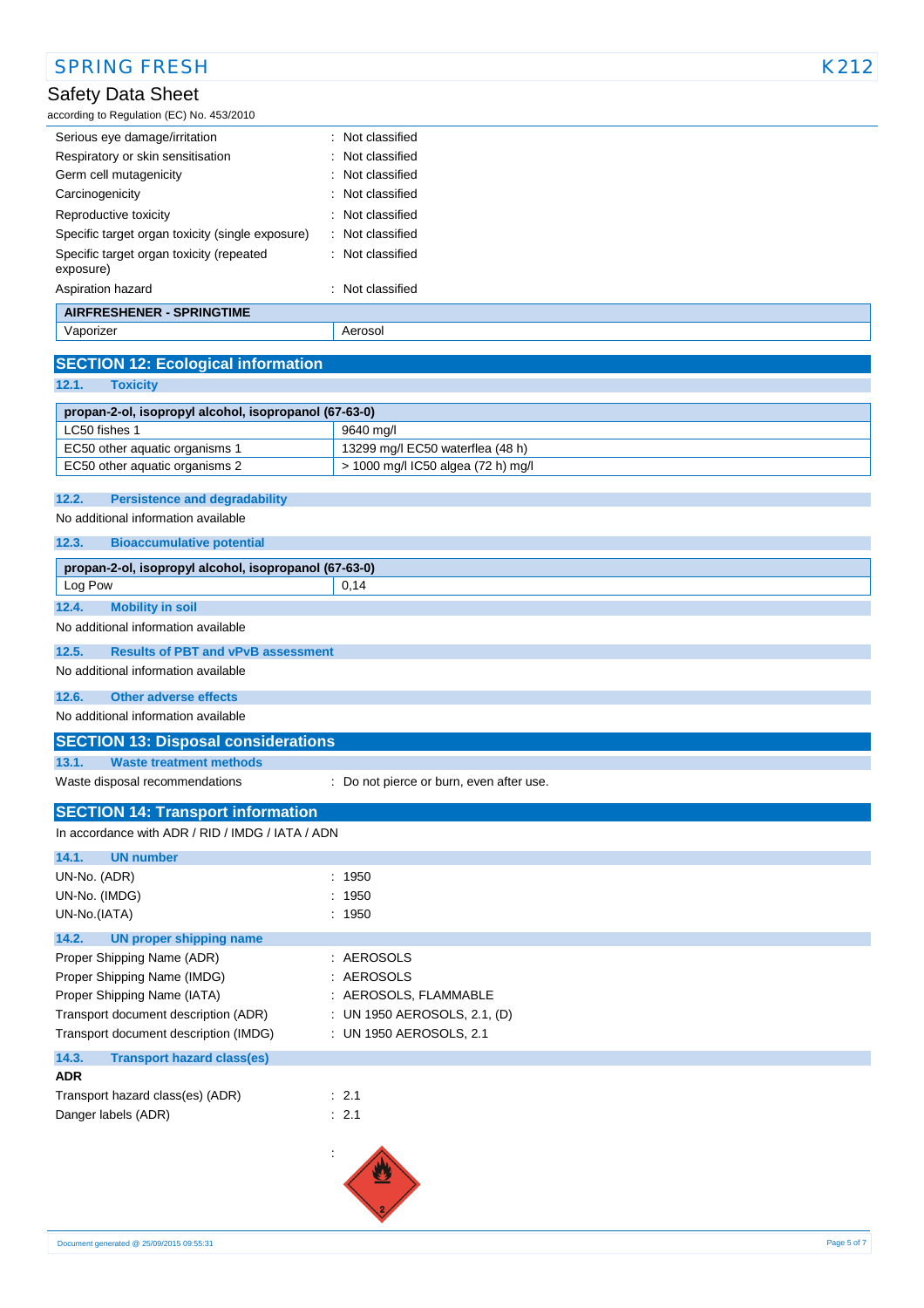| | |
|---|---|
| Serious eye damage/irritation | : Not classified |
| Respiratory or skin sensitisation | : Not classified |
| Germ cell mutagenicity | : Not classified |
| Carcinogenicity | : Not classified |
| Reproductive toxicity | : Not classified |
| Specific target organ toxicity (single exposure) | : Not classified |
| Specific target organ toxicity (repeated exposure) | : Not classified |
| Aspiration hazard | : Not classified |

| AIRFRESHENER - SPRINGTIME | |
|---|---|
| Vaporizer | Aerosol |

## SECTION 12: Ecological information

### 12.1. Toxicity

| propan-2-ol, isopropyl alcohol, isopropanol (67-63-0) | |
|---|---|
| LC50 fishes 1 | 9640 mg/l |
| EC50 other aquatic organisms 1 | 13299 mg/l EC50 waterflea (48 h) |
| EC50 other aquatic organisms 2 | > 1000 mg/l IC50 algea (72 h) mg/l |

### 12.2. Persistence and degradability

No additional information available

### 12.3. Bioaccumulative potential

| propan-2-ol, isopropyl alcohol, isopropanol (67-63-0) | |
|---|---|
| Log Pow | 0,14 |

### 12.4. Mobility in soil

No additional information available

### 12.5. Results of PBT and vPvB assessment

No additional information available

### 12.6. Other adverse effects

No additional information available

## SECTION 13: Disposal considerations

### 13.1. Waste treatment methods

Waste disposal recommendations : Do not pierce or burn, even after use.

## SECTION 14: Transport information

In accordance with ADR / RID / IMDG / IATA / ADN

### 14.1. UN number

| | |
|---|---|
| UN-No. (ADR) | : 1950 |
| UN-No. (IMDG) | : 1950 |
| UN-No.(IATA) | : 1950 |

### 14.2. UN proper shipping name

| | |
|---|---|
| Proper Shipping Name (ADR) | : AEROSOLS |
| Proper Shipping Name (IMDG) | : AEROSOLS |
| Proper Shipping Name (IATA) | : AEROSOLS, FLAMMABLE |
| Transport document description (ADR) | : UN 1950 AEROSOLS, 2.1, (D) |
| Transport document description (IMDG) | : UN 1950 AEROSOLS, 2.1 |

### 14.3. Transport hazard class(es)

**ADR**

| | |
|---|---|
| Transport hazard class(es) (ADR) | : 2.1 |
| Danger labels (ADR) | : 2.1 |

: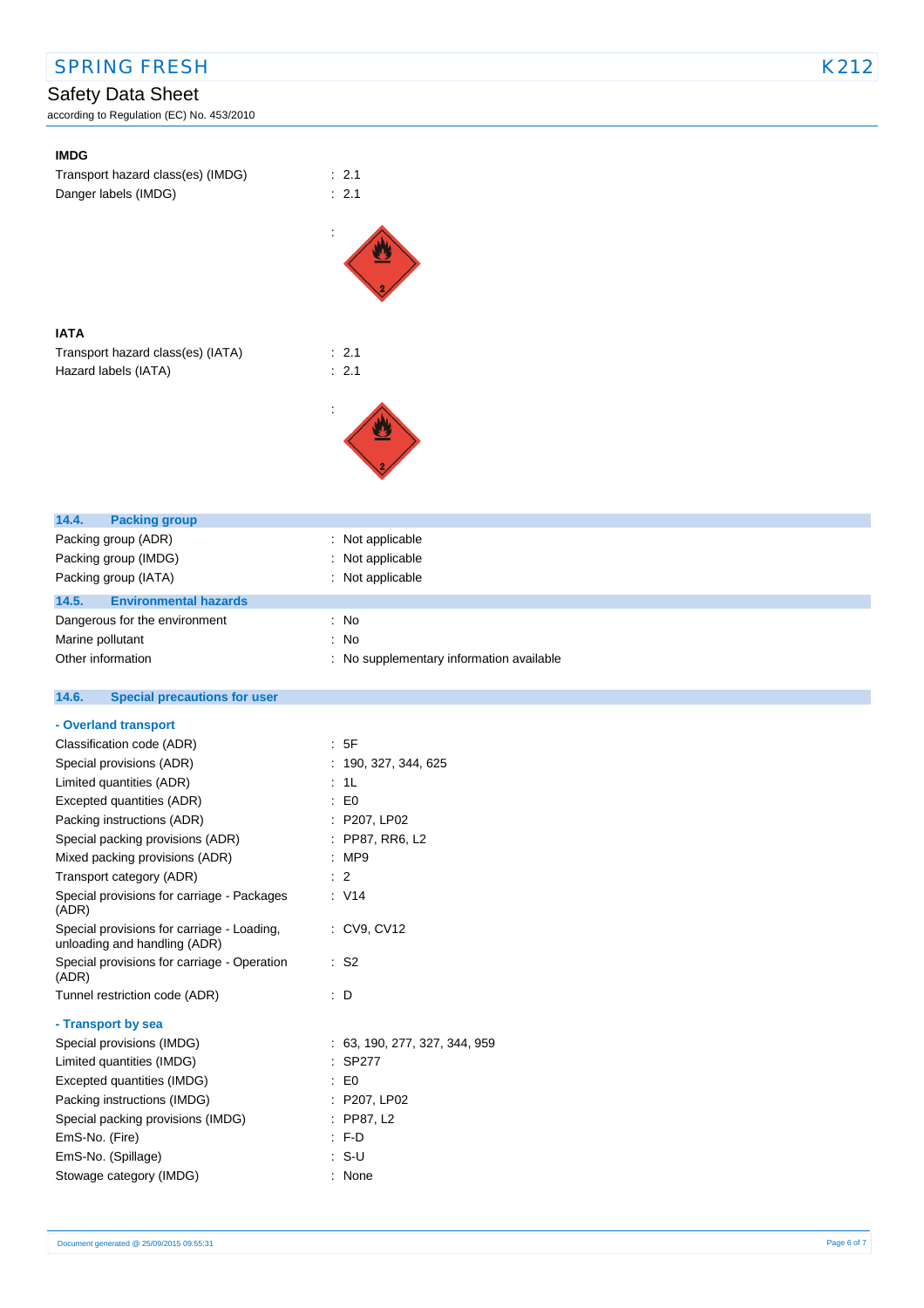**IMDG**

| | |
|---|---|
| Transport hazard class(es) (IMDG) | : 2.1 |
| Danger labels (IMDG) | : 2.1 |
| | : |

**IATA**

| | |
|---|---|
| Transport hazard class(es) (IATA) | : 2.1 |
| Hazard labels (IATA) | : 2.1 |
| | : |

## 14.4. Packing group

| | |
|---|---|
| Packing group (ADR) | : Not applicable |
| Packing group (IMDG) | : Not applicable |
| Packing group (IATA) | : Not applicable |

## 14.5. Environmental hazards

| | |
|---|---|
| Dangerous for the environment | : No |
| Marine pollutant | : No |
| Other information | : No supplementary information available |

## 14.6. Special precautions for user

**- Overland transport**

| | |
|---|---|
| Classification code (ADR) | : 5F |
| Special provisions (ADR) | : 190, 327, 344, 625 |
| Limited quantities (ADR) | : 1L |
| Excepted quantities (ADR) | : E0 |
| Packing instructions (ADR) | : P207, LP02 |
| Special packing provisions (ADR) | : PP87, RR6, L2 |
| Mixed packing provisions (ADR) | : MP9 |
| Transport category (ADR) | : 2 |
| Special provisions for carriage - Packages (ADR) | : V14 |
| Special provisions for carriage - Loading, unloading and handling (ADR) | : CV9, CV12 |
| Special provisions for carriage - Operation (ADR) | : S2 |
| Tunnel restriction code (ADR) | : D |

**- Transport by sea**

| | |
|---|---|
| Special provisions (IMDG) | : 63, 190, 277, 327, 344, 959 |
| Limited quantities (IMDG) | : SP277 |
| Excepted quantities (IMDG) | : E0 |
| Packing instructions (IMDG) | : P207, LP02 |
| Special packing provisions (IMDG) | : PP87, L2 |
| EmS-No. (Fire) | : F-D |
| EmS-No. (Spillage) | : S-U |
| Stowage category (IMDG) | : None |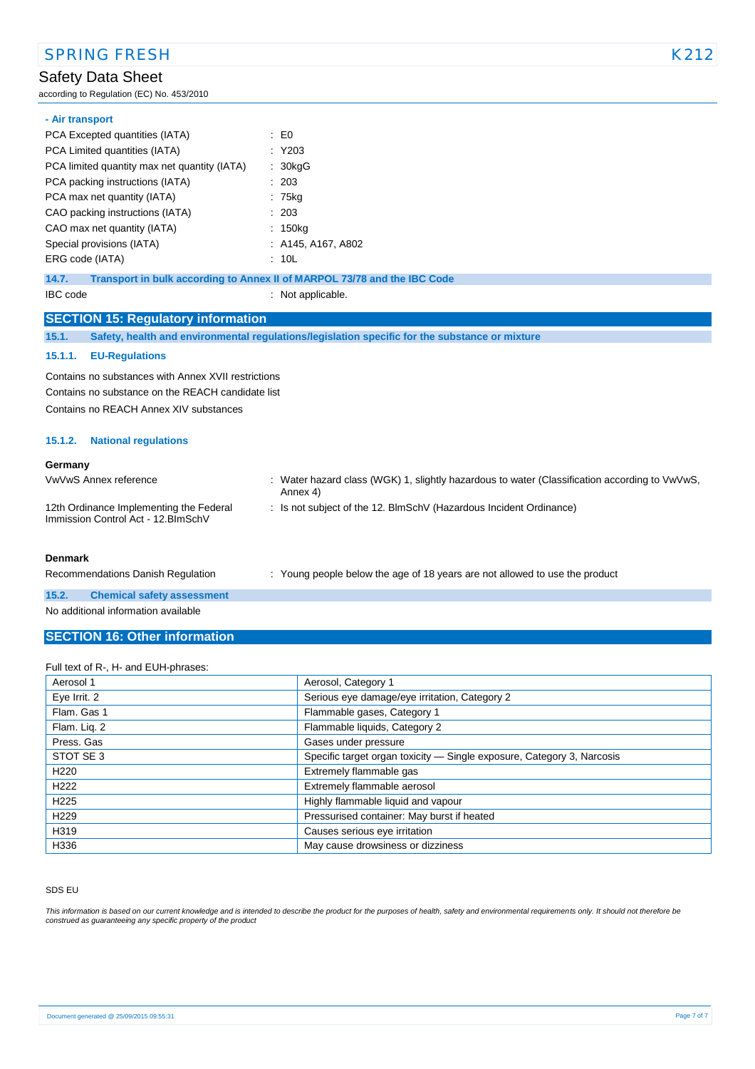**- Air transport**

| | |
|---|---|
| PCA Excepted quantities (IATA) | : E0 |
| PCA Limited quantities (IATA) | : Y203 |
| PCA limited quantity max net quantity (IATA) | : 30kgG |
| PCA packing instructions (IATA) | : 203 |
| PCA max net quantity (IATA) | : 75kg |
| CAO packing instructions (IATA) | : 203 |
| CAO max net quantity (IATA) | : 150kg |
| Special provisions (IATA) | : A145, A167, A802 |
| ERG code (IATA) | : 10L |

### 14.7. Transport in bulk according to Annex II of MARPOL 73/78 and the IBC Code

IBC code : Not applicable.

## SECTION 15: Regulatory information

### 15.1. Safety, health and environmental regulations/legislation specific for the substance or mixture

#### 15.1.1. EU-Regulations

Contains no substances with Annex XVII restrictions

Contains no substance on the REACH candidate list

Contains no REACH Annex XIV substances

#### 15.1.2. National regulations

**Germany**

| | |
|---|---|
| VwVwS Annex reference | : Water hazard class (WGK) 1, slightly hazardous to water (Classification according to VwVwS, Annex 4) |
| 12th Ordinance Implementing the Federal Immission Control Act - 12.BImSchV | : Is not subject of the 12. BlmSchV (Hazardous Incident Ordinance) |

**Denmark**

| | |
|---|---|
| Recommendations Danish Regulation | : Young people below the age of 18 years are not allowed to use the product |

### 15.2. Chemical safety assessment

No additional information available

## SECTION 16: Other information

Full text of R-, H- and EUH-phrases:

| | |
|---|---|
| Aerosol 1 | Aerosol, Category 1 |
| Eye Irrit. 2 | Serious eye damage/eye irritation, Category 2 |
| Flam. Gas 1 | Flammable gases, Category 1 |
| Flam. Liq. 2 | Flammable liquids, Category 2 |
| Press. Gas | Gases under pressure |
| STOT SE 3 | Specific target organ toxicity — Single exposure, Category 3, Narcosis |
| H220 | Extremely flammable gas |
| H222 | Extremely flammable aerosol |
| H225 | Highly flammable liquid and vapour |
| H229 | Pressurised container: May burst if heated |
| H319 | Causes serious eye irritation |
| H336 | May cause drowsiness or dizziness |

SDS EU

*This information is based on our current knowledge and is intended to describe the product for the purposes of health, safety and environmental requirements only. It should not therefore be construed as guaranteeing any specific property of the product*